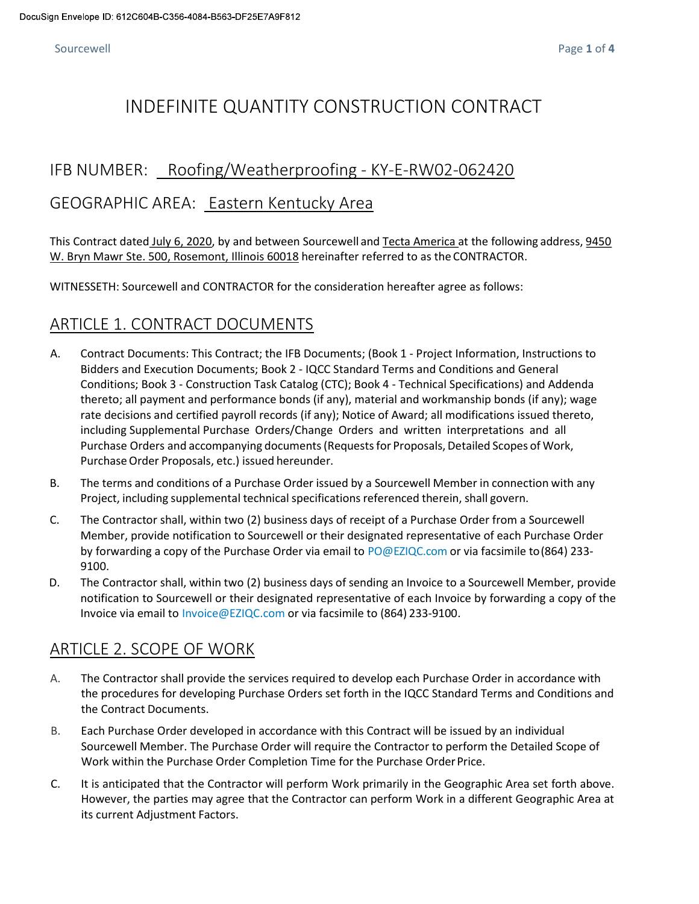DocuSign Envelope ID: 612C604B-C356-4084-B563-DF25E7A9F812

# INDEFINITE QUANTITY CONSTRUCTION CONTRACT

## IFB NUMBER: Roofing/Weatherproofing - KY-E-RW02-062420

## GEOGRAPHIC AREA: Eastern Kentucky Area

This Contract dated July 6, 2020, by and between Sourcewell and Tecta America at the following address, 9450 W. Bryn Mawr Ste. 500, Rosemont, Illinois 60018 hereinafter referred to as the CONTRACTOR.

WITNESSETH: Sourcewell and CONTRACTOR for the consideration hereafter agree as follows:

## ARTICLE 1. CONTRACT DOCUMENTS

A. Contract Documents: This Contract; the IFB Documents; (Book 1 - Project Information, Instructions to Bidders and Execution Documents; Book 2 - IQCC Standard Terms and Conditions and General Conditions; Book 3 - Construction Task Catalog (CTC); Book 4 - Technical Specifications) and Addenda thereto; all payment and performance bonds (if any), material and workmanship bonds (if any); wage rate decisions and certified payroll records (if any); Notice of Award; all modifications issued thereto, including Supplemental Purchase Orders/Change Orders and written interpretations and all Purchase Orders and accompanying documents (Requests for Proposals, Detailed Scopes of Work, Purchase Order Proposals, etc.) issued hereunder.

B. The terms and conditions of a Purchase Order issued by a Sourcewell Member in connection with any Project, including supplemental technical specifications referenced therein, shall govern.

C. The Contractor shall, within two (2) business days of receipt of a Purchase Order from a Sourcewell Member, provide notification to Sourcewell or their designated representative of each Purchase Order by forwarding a copy of the Purchase Order via email to PO@EZIQC.com or via facsimile to (864) 233-9100.

D. The Contractor shall, within two (2) business days of sending an Invoice to a Sourcewell Member, provide notification to Sourcewell or their designated representative of each Invoice by forwarding a copy of the Invoice via email to Invoice@EZIQC.com or via facsimile to (864) 233-9100.

## ARTICLE 2. SCOPE OF WORK

A. The Contractor shall provide the services required to develop each Purchase Order in accordance with the procedures for developing Purchase Orders set forth in the IQCC Standard Terms and Conditions and the Contract Documents.

B. Each Purchase Order developed in accordance with this Contract will be issued by an individual Sourcewell Member. The Purchase Order will require the Contractor to perform the Detailed Scope of Work within the Purchase Order Completion Time for the Purchase Order Price.

C. It is anticipated that the Contractor will perform Work primarily in the Geographic Area set forth above. However, the parties may agree that the Contractor can perform Work in a different Geographic Area at its current Adjustment Factors.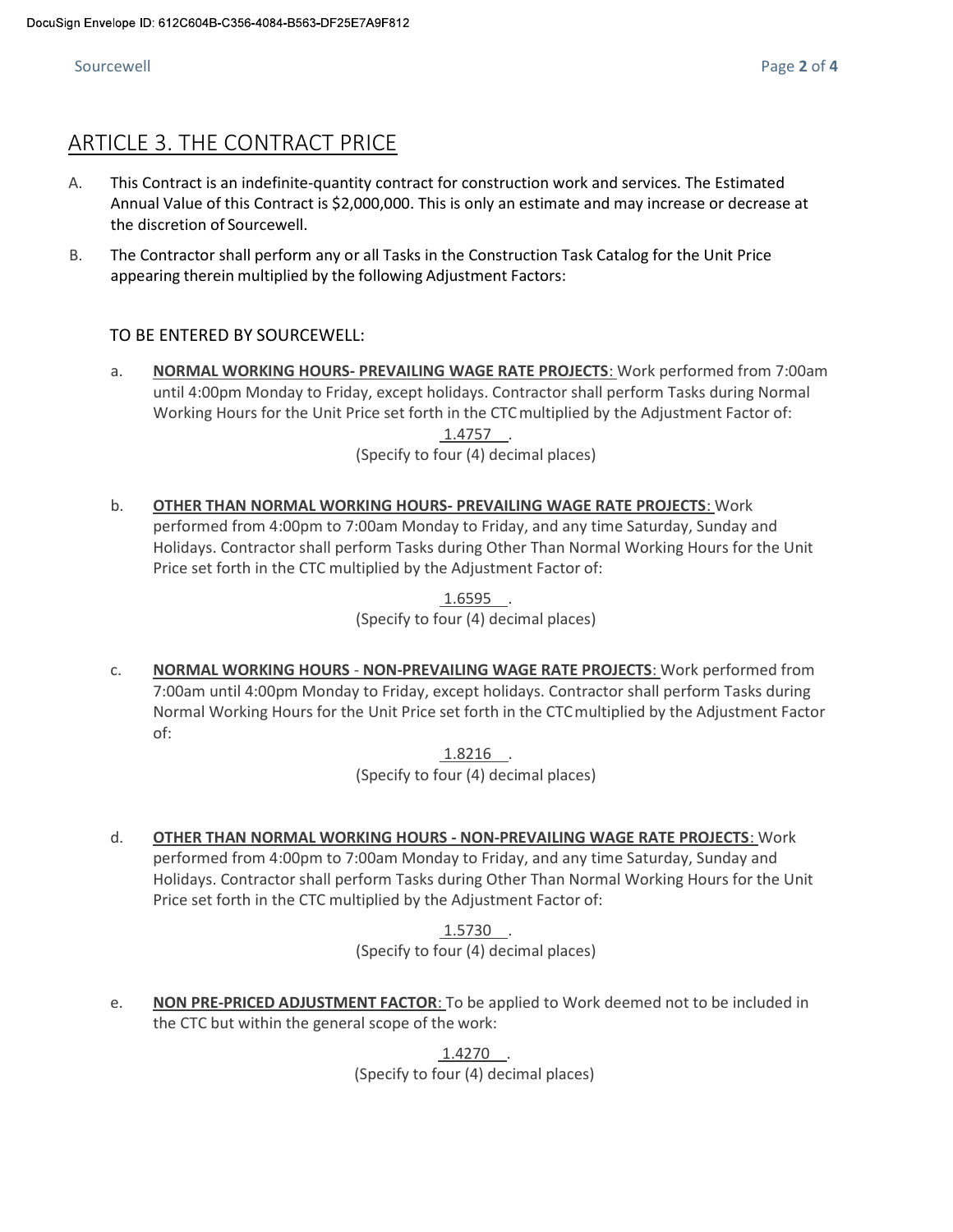## ARTICLE 3. THE CONTRACT PRICE

A. This Contract is an indefinite-quantity contract for construction work and services. The Estimated Annual Value of this Contract is $2,000,000. This is only an estimate and may increase or decrease at the discretion of Sourcewell.

B. The Contractor shall perform any or all Tasks in the Construction Task Catalog for the Unit Price appearing therein multiplied by the following Adjustment Factors:

TO BE ENTERED BY SOURCEWELL:

a. **NORMAL WORKING HOURS- PREVAILING WAGE RATE PROJECTS**: Work performed from 7:00am until 4:00pm Monday to Friday, except holidays. Contractor shall perform Tasks during Normal Working Hours for the Unit Price set forth in the CTC multiplied by the Adjustment Factor of:

1.4757 .
(Specify to four (4) decimal places)

b. **OTHER THAN NORMAL WORKING HOURS- PREVAILING WAGE RATE PROJECTS**: Work performed from 4:00pm to 7:00am Monday to Friday, and any time Saturday, Sunday and Holidays. Contractor shall perform Tasks during Other Than Normal Working Hours for the Unit Price set forth in the CTC multiplied by the Adjustment Factor of:

1.6595 .
(Specify to four (4) decimal places)

c. **NORMAL WORKING HOURS - NON-PREVAILING WAGE RATE PROJECTS**: Work performed from 7:00am until 4:00pm Monday to Friday, except holidays. Contractor shall perform Tasks during Normal Working Hours for the Unit Price set forth in the CTC multiplied by the Adjustment Factor of:

1.8216 .
(Specify to four (4) decimal places)

d. **OTHER THAN NORMAL WORKING HOURS - NON-PREVAILING WAGE RATE PROJECTS**: Work performed from 4:00pm to 7:00am Monday to Friday, and any time Saturday, Sunday and Holidays. Contractor shall perform Tasks during Other Than Normal Working Hours for the Unit Price set forth in the CTC multiplied by the Adjustment Factor of:

1.5730 .
(Specify to four (4) decimal places)

e. **NON PRE-PRICED ADJUSTMENT FACTOR**: To be applied to Work deemed not to be included in the CTC but within the general scope of the work:

1.4270 .
(Specify to four (4) decimal places)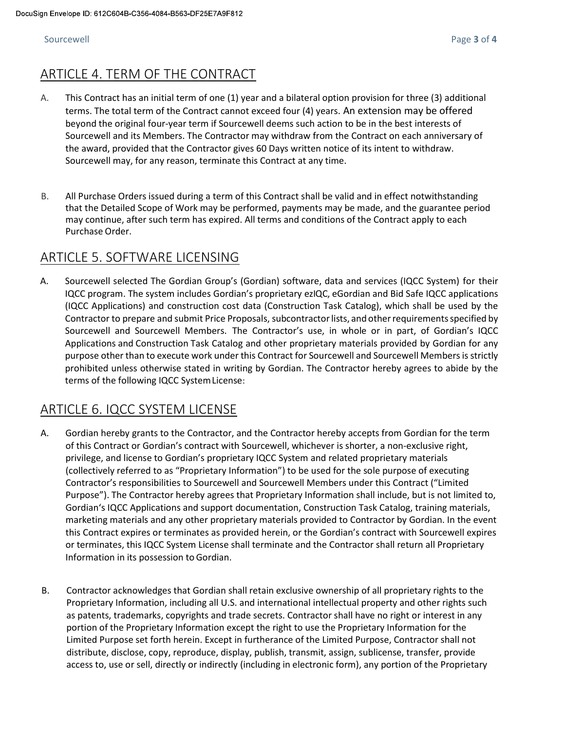## ARTICLE 4. TERM OF THE CONTRACT

A. This Contract has an initial term of one (1) year and a bilateral option provision for three (3) additional terms. The total term of the Contract cannot exceed four (4) years. An extension may be offered beyond the original four-year term if Sourcewell deems such action to be in the best interests of Sourcewell and its Members. The Contractor may withdraw from the Contract on each anniversary of the award, provided that the Contractor gives 60 Days written notice of its intent to withdraw. Sourcewell may, for any reason, terminate this Contract at any time.

B. All Purchase Orders issued during a term of this Contract shall be valid and in effect notwithstanding that the Detailed Scope of Work may be performed, payments may be made, and the guarantee period may continue, after such term has expired. All terms and conditions of the Contract apply to each Purchase Order.

## ARTICLE 5. SOFTWARE LICENSING

A. Sourcewell selected The Gordian Group's (Gordian) software, data and services (IQCC System) for their IQCC program. The system includes Gordian's proprietary ezIQC, eGordian and Bid Safe IQCC applications (IQCC Applications) and construction cost data (Construction Task Catalog), which shall be used by the Contractor to prepare and submit Price Proposals, subcontractor lists, and other requirements specified by Sourcewell and Sourcewell Members. The Contractor's use, in whole or in part, of Gordian's IQCC Applications and Construction Task Catalog and other proprietary materials provided by Gordian for any purpose other than to execute work under this Contract for Sourcewell and Sourcewell Members is strictly prohibited unless otherwise stated in writing by Gordian. The Contractor hereby agrees to abide by the terms of the following IQCC System License:

## ARTICLE 6. IQCC SYSTEM LICENSE

A. Gordian hereby grants to the Contractor, and the Contractor hereby accepts from Gordian for the term of this Contract or Gordian's contract with Sourcewell, whichever is shorter, a non-exclusive right, privilege, and license to Gordian's proprietary IQCC System and related proprietary materials (collectively referred to as "Proprietary Information") to be used for the sole purpose of executing Contractor's responsibilities to Sourcewell and Sourcewell Members under this Contract ("Limited Purpose"). The Contractor hereby agrees that Proprietary Information shall include, but is not limited to, Gordian's IQCC Applications and support documentation, Construction Task Catalog, training materials, marketing materials and any other proprietary materials provided to Contractor by Gordian. In the event this Contract expires or terminates as provided herein, or the Gordian's contract with Sourcewell expires or terminates, this IQCC System License shall terminate and the Contractor shall return all Proprietary Information in its possession to Gordian.

B. Contractor acknowledges that Gordian shall retain exclusive ownership of all proprietary rights to the Proprietary Information, including all U.S. and international intellectual property and other rights such as patents, trademarks, copyrights and trade secrets. Contractor shall have no right or interest in any portion of the Proprietary Information except the right to use the Proprietary Information for the Limited Purpose set forth herein. Except in furtherance of the Limited Purpose, Contractor shall not distribute, disclose, copy, reproduce, display, publish, transmit, assign, sublicense, transfer, provide access to, use or sell, directly or indirectly (including in electronic form), any portion of the Proprietary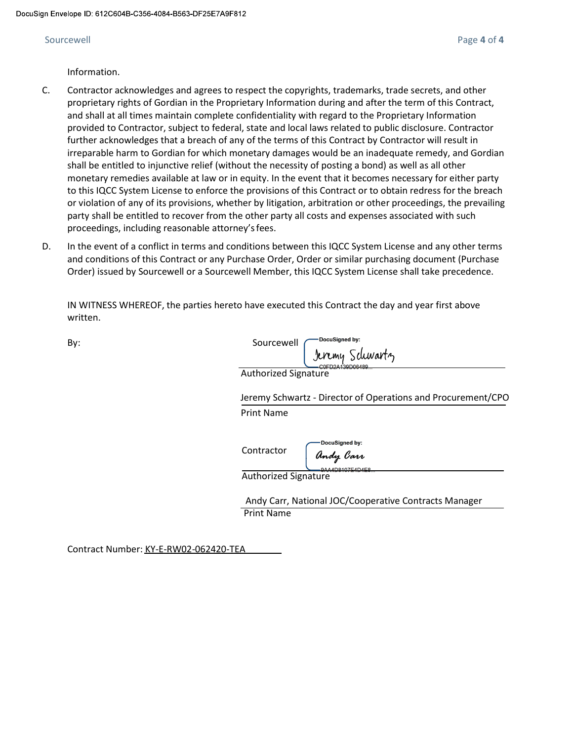Information.

C. Contractor acknowledges and agrees to respect the copyrights, trademarks, trade secrets, and other proprietary rights of Gordian in the Proprietary Information during and after the term of this Contract, and shall at all times maintain complete confidentiality with regard to the Proprietary Information provided to Contractor, subject to federal, state and local laws related to public disclosure. Contractor further acknowledges that a breach of any of the terms of this Contract by Contractor will result in irreparable harm to Gordian for which monetary damages would be an inadequate remedy, and Gordian shall be entitled to injunctive relief (without the necessity of posting a bond) as well as all other monetary remedies available at law or in equity. In the event that it becomes necessary for either party to this IQCC System License to enforce the provisions of this Contract or to obtain redress for the breach or violation of any of its provisions, whether by litigation, arbitration or other proceedings, the prevailing party shall be entitled to recover from the other party all costs and expenses associated with such proceedings, including reasonable attorney's fees.

D. In the event of a conflict in terms and conditions between this IQCC System License and any other terms and conditions of this Contract or any Purchase Order, Order or similar purchasing document (Purchase Order) issued by Sourcewell or a Sourcewell Member, this IQCC System License shall take precedence.

IN WITNESS WHEREOF, the parties hereto have executed this Contract the day and year first above written.

By:

Sourcewell — DocuSigned by: Jeremy Schwartz C0FD2A139D06489...

Authorized Signature

Jeremy Schwartz - Director of Operations and Procurement/CPO

Print Name

Contractor — DocuSigned by: Andy Carr 9AA4D8107E4D4E8...

Authorized Signature

Andy Carr, National JOC/Cooperative Contracts Manager

Print Name

Contract Number: KY-E-RW02-062420-TEA